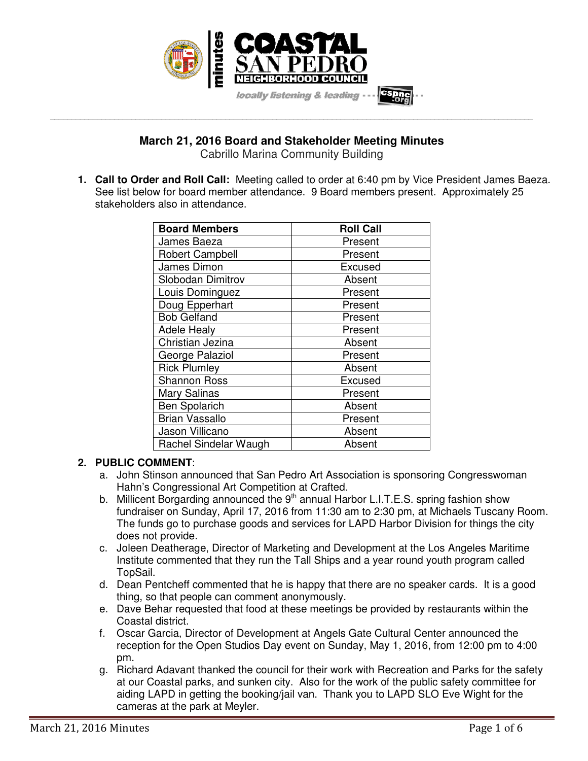# March 21, 2016 Board and Stakeholder Meeting Minutes

Cabrillo Marina Community Building

1. **Call to Order and Roll Call:** Meeting called to order at 6:40 pm by Vice President James Baeza. See list below for board member attendance. 9 Board members present. Approximately 25 stakeholders also in attendance.

| Board Members | Roll Call |
|---|---|
| James Baeza | Present |
| Robert Campbell | Present |
| James Dimon | Excused |
| Slobodan Dimitrov | Absent |
| Louis Dominguez | Present |
| Doug Epperhart | Present |
| Bob Gelfand | Present |
| Adele Healy | Present |
| Christian Jezina | Absent |
| George Palaziol | Present |
| Rick Plumley | Absent |
| Shannon Ross | Excused |
| Mary Salinas | Present |
| Ben Spolarich | Absent |
| Brian Vassallo | Present |
| Jason Villicano | Absent |
| Rachel Sindelar Waugh | Absent |

2. **PUBLIC COMMENT**:
   a. John Stinson announced that San Pedro Art Association is sponsoring Congresswoman Hahn's Congressional Art Competition at Crafted.
   b. Millicent Borgarding announced the 9th annual Harbor L.I.T.E.S. spring fashion show fundraiser on Sunday, April 17, 2016 from 11:30 am to 2:30 pm, at Michaels Tuscany Room. The funds go to purchase goods and services for LAPD Harbor Division for things the city does not provide.
   c. Joleen Deatherage, Director of Marketing and Development at the Los Angeles Maritime Institute commented that they run the Tall Ships and a year round youth program called TopSail.
   d. Dean Pentcheff commented that he is happy that there are no speaker cards. It is a good thing, so that people can comment anonymously.
   e. Dave Behar requested that food at these meetings be provided by restaurants within the Coastal district.
   f. Oscar Garcia, Director of Development at Angels Gate Cultural Center announced the reception for the Open Studios Day event on Sunday, May 1, 2016, from 12:00 pm to 4:00 pm.
   g. Richard Adavant thanked the council for their work with Recreation and Parks for the safety at our Coastal parks, and sunken city. Also for the work of the public safety committee for aiding LAPD in getting the booking/jail van. Thank you to LAPD SLO Eve Wight for the cameras at the park at Meyler.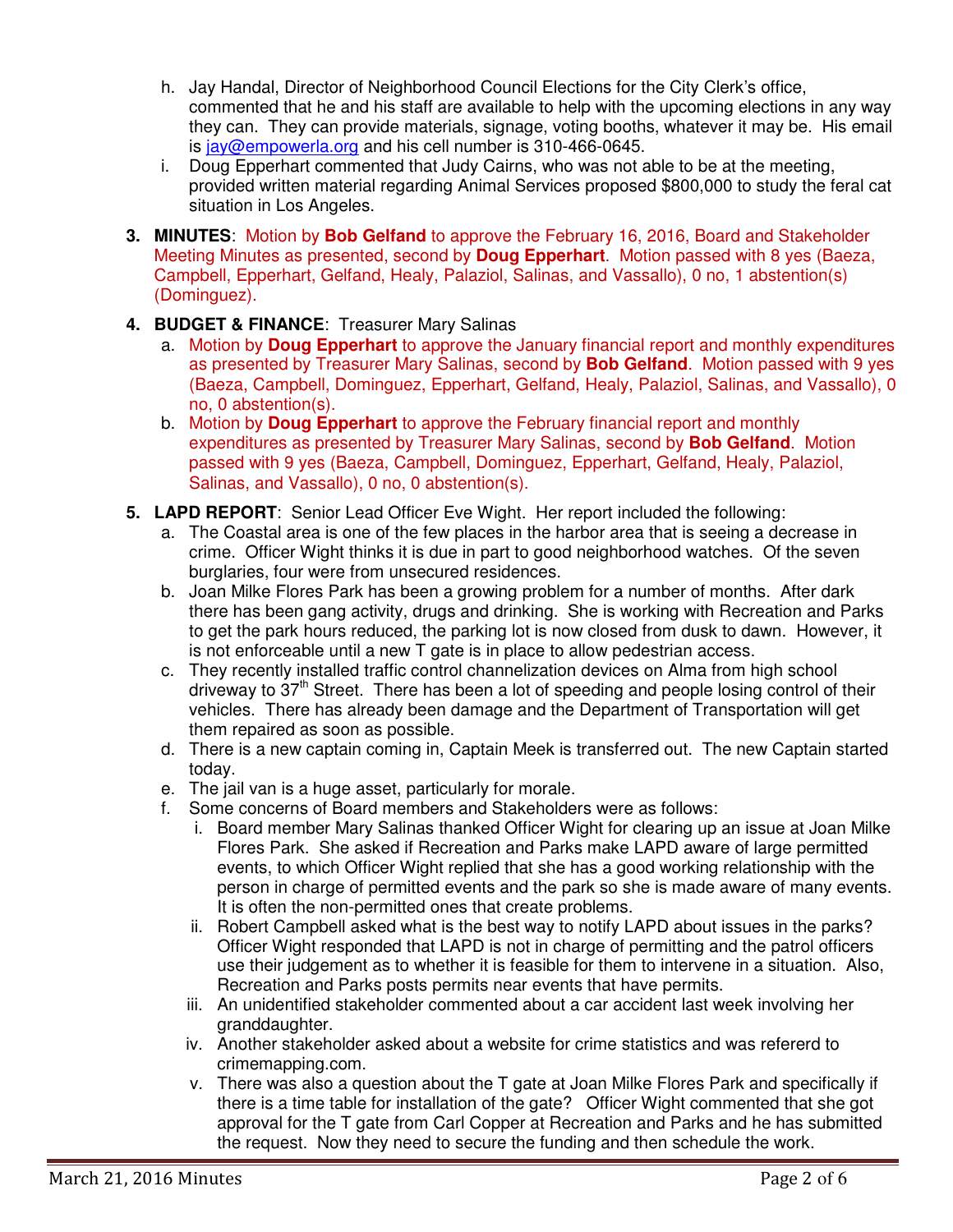h. Jay Handal, Director of Neighborhood Council Elections for the City Clerk's office, commented that he and his staff are available to help with the upcoming elections in any way they can. They can provide materials, signage, voting booths, whatever it may be. His email is jay@empowerla.org and his cell number is 310-466-0645.
i. Doug Epperhart commented that Judy Cairns, who was not able to be at the meeting, provided written material regarding Animal Services proposed $800,000 to study the feral cat situation in Los Angeles.

3. **MINUTES**: Motion by **Bob Gelfand** to approve the February 16, 2016, Board and Stakeholder Meeting Minutes as presented, second by **Doug Epperhart**. Motion passed with 8 yes (Baeza, Campbell, Epperhart, Gelfand, Healy, Palaziol, Salinas, and Vassallo), 0 no, 1 abstention(s) (Dominguez).

4. **BUDGET & FINANCE**: Treasurer Mary Salinas
   a. Motion by **Doug Epperhart** to approve the January financial report and monthly expenditures as presented by Treasurer Mary Salinas, second by **Bob Gelfand**. Motion passed with 9 yes (Baeza, Campbell, Dominguez, Epperhart, Gelfand, Healy, Palaziol, Salinas, and Vassallo), 0 no, 0 abstention(s).
   b. Motion by **Doug Epperhart** to approve the February financial report and monthly expenditures as presented by Treasurer Mary Salinas, second by **Bob Gelfand**. Motion passed with 9 yes (Baeza, Campbell, Dominguez, Epperhart, Gelfand, Healy, Palaziol, Salinas, and Vassallo), 0 no, 0 abstention(s).

5. **LAPD REPORT**: Senior Lead Officer Eve Wight. Her report included the following:
   a. The Coastal area is one of the few places in the harbor area that is seeing a decrease in crime. Officer Wight thinks it is due in part to good neighborhood watches. Of the seven burglaries, four were from unsecured residences.
   b. Joan Milke Flores Park has been a growing problem for a number of months. After dark there has been gang activity, drugs and drinking. She is working with Recreation and Parks to get the park hours reduced, the parking lot is now closed from dusk to dawn. However, it is not enforceable until a new T gate is in place to allow pedestrian access.
   c. They recently installed traffic control channelization devices on Alma from high school driveway to 37th Street. There has been a lot of speeding and people losing control of their vehicles. There has already been damage and the Department of Transportation will get them repaired as soon as possible.
   d. There is a new captain coming in, Captain Meek is transferred out. The new Captain started today.
   e. The jail van is a huge asset, particularly for morale.
   f. Some concerns of Board members and Stakeholders were as follows:
      i. Board member Mary Salinas thanked Officer Wight for clearing up an issue at Joan Milke Flores Park. She asked if Recreation and Parks make LAPD aware of large permitted events, to which Officer Wight replied that she has a good working relationship with the person in charge of permitted events and the park so she is made aware of many events. It is often the non-permitted ones that create problems.
      ii. Robert Campbell asked what is the best way to notify LAPD about issues in the parks? Officer Wight responded that LAPD is not in charge of permitting and the patrol officers use their judgement as to whether it is feasible for them to intervene in a situation. Also, Recreation and Parks posts permits near events that have permits.
      iii. An unidentified stakeholder commented about a car accident last week involving her granddaughter.
      iv. Another stakeholder asked about a website for crime statistics and was refererd to crimemapping.com.
      v. There was also a question about the T gate at Joan Milke Flores Park and specifically if there is a time table for installation of the gate? Officer Wight commented that she got approval for the T gate from Carl Copper at Recreation and Parks and he has submitted the request. Now they need to secure the funding and then schedule the work.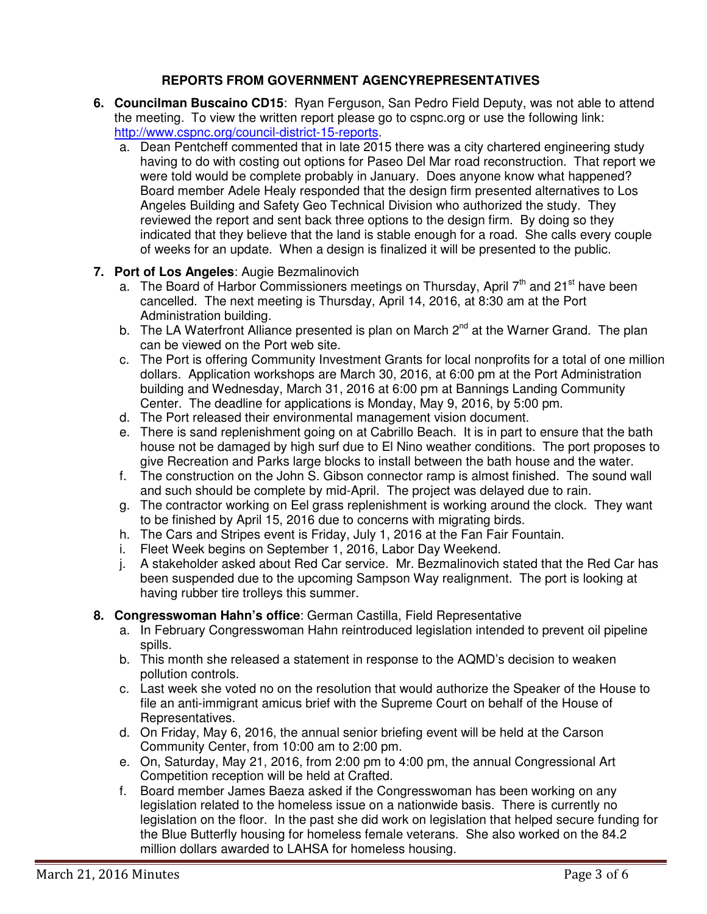## REPORTS FROM GOVERNMENT AGENCYREPRESENTATIVES

6. **Councilman Buscaino CD15**: Ryan Ferguson, San Pedro Field Deputy, was not able to attend the meeting. To view the written report please go to cspnc.org or use the following link: http://www.cspnc.org/council-district-15-reports.
   a. Dean Pentcheff commented that in late 2015 there was a city chartered engineering study having to do with costing out options for Paseo Del Mar road reconstruction. That report we were told would be complete probably in January. Does anyone know what happened? Board member Adele Healy responded that the design firm presented alternatives to Los Angeles Building and Safety Geo Technical Division who authorized the study. They reviewed the report and sent back three options to the design firm. By doing so they indicated that they believe that the land is stable enough for a road. She calls every couple of weeks for an update. When a design is finalized it will be presented to the public.

7. **Port of Los Angeles**: Augie Bezmalinovich
   a. The Board of Harbor Commissioners meetings on Thursday, April 7th and 21st have been cancelled. The next meeting is Thursday, April 14, 2016, at 8:30 am at the Port Administration building.
   b. The LA Waterfront Alliance presented is plan on March 2nd at the Warner Grand. The plan can be viewed on the Port web site.
   c. The Port is offering Community Investment Grants for local nonprofits for a total of one million dollars. Application workshops are March 30, 2016, at 6:00 pm at the Port Administration building and Wednesday, March 31, 2016 at 6:00 pm at Bannings Landing Community Center. The deadline for applications is Monday, May 9, 2016, by 5:00 pm.
   d. The Port released their environmental management vision document.
   e. There is sand replenishment going on at Cabrillo Beach. It is in part to ensure that the bath house not be damaged by high surf due to El Nino weather conditions. The port proposes to give Recreation and Parks large blocks to install between the bath house and the water.
   f. The construction on the John S. Gibson connector ramp is almost finished. The sound wall and such should be complete by mid-April. The project was delayed due to rain.
   g. The contractor working on Eel grass replenishment is working around the clock. They want to be finished by April 15, 2016 due to concerns with migrating birds.
   h. The Cars and Stripes event is Friday, July 1, 2016 at the Fan Fair Fountain.
   i. Fleet Week begins on September 1, 2016, Labor Day Weekend.
   j. A stakeholder asked about Red Car service. Mr. Bezmalinovich stated that the Red Car has been suspended due to the upcoming Sampson Way realignment. The port is looking at having rubber tire trolleys this summer.

8. **Congresswoman Hahn's office**: German Castilla, Field Representative
   a. In February Congresswoman Hahn reintroduced legislation intended to prevent oil pipeline spills.
   b. This month she released a statement in response to the AQMD's decision to weaken pollution controls.
   c. Last week she voted no on the resolution that would authorize the Speaker of the House to file an anti-immigrant amicus brief with the Supreme Court on behalf of the House of Representatives.
   d. On Friday, May 6, 2016, the annual senior briefing event will be held at the Carson Community Center, from 10:00 am to 2:00 pm.
   e. On, Saturday, May 21, 2016, from 2:00 pm to 4:00 pm, the annual Congressional Art Competition reception will be held at Crafted.
   f. Board member James Baeza asked if the Congresswoman has been working on any legislation related to the homeless issue on a nationwide basis. There is currently no legislation on the floor. In the past she did work on legislation that helped secure funding for the Blue Butterfly housing for homeless female veterans. She also worked on the 84.2 million dollars awarded to LAHSA for homeless housing.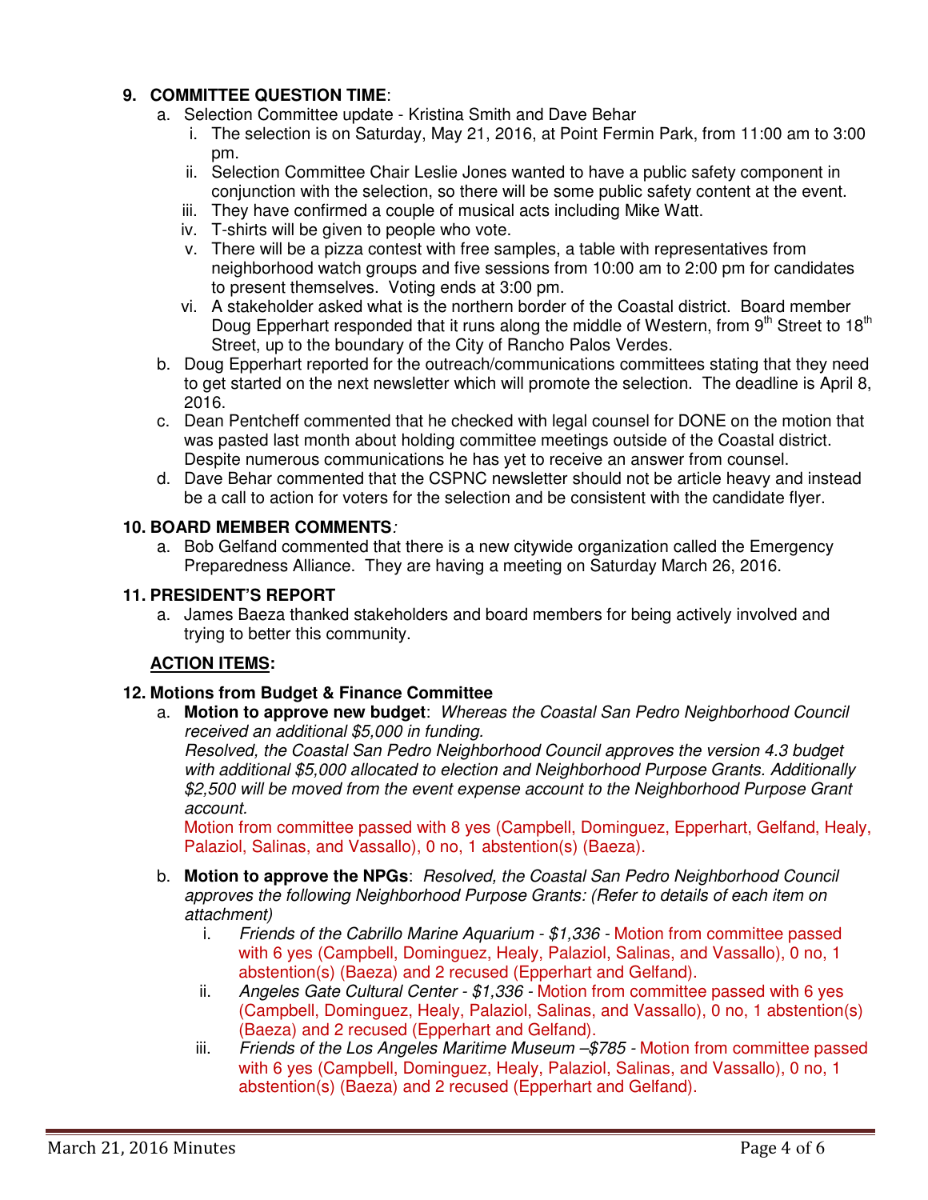## 9. COMMITTEE QUESTION TIME:

a. Selection Committee update - Kristina Smith and Dave Behar
   i. The selection is on Saturday, May 21, 2016, at Point Fermin Park, from 11:00 am to 3:00 pm.
   ii. Selection Committee Chair Leslie Jones wanted to have a public safety component in conjunction with the selection, so there will be some public safety content at the event.
   iii. They have confirmed a couple of musical acts including Mike Watt.
   iv. T-shirts will be given to people who vote.
   v. There will be a pizza contest with free samples, a table with representatives from neighborhood watch groups and five sessions from 10:00 am to 2:00 pm for candidates to present themselves. Voting ends at 3:00 pm.
   vi. A stakeholder asked what is the northern border of the Coastal district. Board member Doug Epperhart responded that it runs along the middle of Western, from 9th Street to 18th Street, up to the boundary of the City of Rancho Palos Verdes.

b. Doug Epperhart reported for the outreach/communications committees stating that they need to get started on the next newsletter which will promote the selection. The deadline is April 8, 2016.

c. Dean Pentcheff commented that he checked with legal counsel for DONE on the motion that was pasted last month about holding committee meetings outside of the Coastal district. Despite numerous communications he has yet to receive an answer from counsel.

d. Dave Behar commented that the CSPNC newsletter should not be article heavy and instead be a call to action for voters for the selection and be consistent with the candidate flyer.

## 10. BOARD MEMBER COMMENTS:

a. Bob Gelfand commented that there is a new citywide organization called the Emergency Preparedness Alliance. They are having a meeting on Saturday March 26, 2016.

## 11. PRESIDENT'S REPORT

a. James Baeza thanked stakeholders and board members for being actively involved and trying to better this community.

**ACTION ITEMS:**

## 12. Motions from Budget & Finance Committee

a. **Motion to approve new budget**: *Whereas the Coastal San Pedro Neighborhood Council received an additional $5,000 in funding.*
   *Resolved, the Coastal San Pedro Neighborhood Council approves the version 4.3 budget with additional $5,000 allocated to election and Neighborhood Purpose Grants. Additionally $2,500 will be moved from the event expense account to the Neighborhood Purpose Grant account.*
   Motion from committee passed with 8 yes (Campbell, Dominguez, Epperhart, Gelfand, Healy, Palaziol, Salinas, and Vassallo), 0 no, 1 abstention(s) (Baeza).

b. **Motion to approve the NPGs**: *Resolved, the Coastal San Pedro Neighborhood Council approves the following Neighborhood Purpose Grants: (Refer to details of each item on attachment)*
   i. *Friends of the Cabrillo Marine Aquarium - $1,336* - Motion from committee passed with 6 yes (Campbell, Dominguez, Healy, Palaziol, Salinas, and Vassallo), 0 no, 1 abstention(s) (Baeza) and 2 recused (Epperhart and Gelfand).
   ii. *Angeles Gate Cultural Center - $1,336* - Motion from committee passed with 6 yes (Campbell, Dominguez, Healy, Palaziol, Salinas, and Vassallo), 0 no, 1 abstention(s) (Baeza) and 2 recused (Epperhart and Gelfand).
   iii. *Friends of the Los Angeles Maritime Museum –$785* - Motion from committee passed with 6 yes (Campbell, Dominguez, Healy, Palaziol, Salinas, and Vassallo), 0 no, 1 abstention(s) (Baeza) and 2 recused (Epperhart and Gelfand).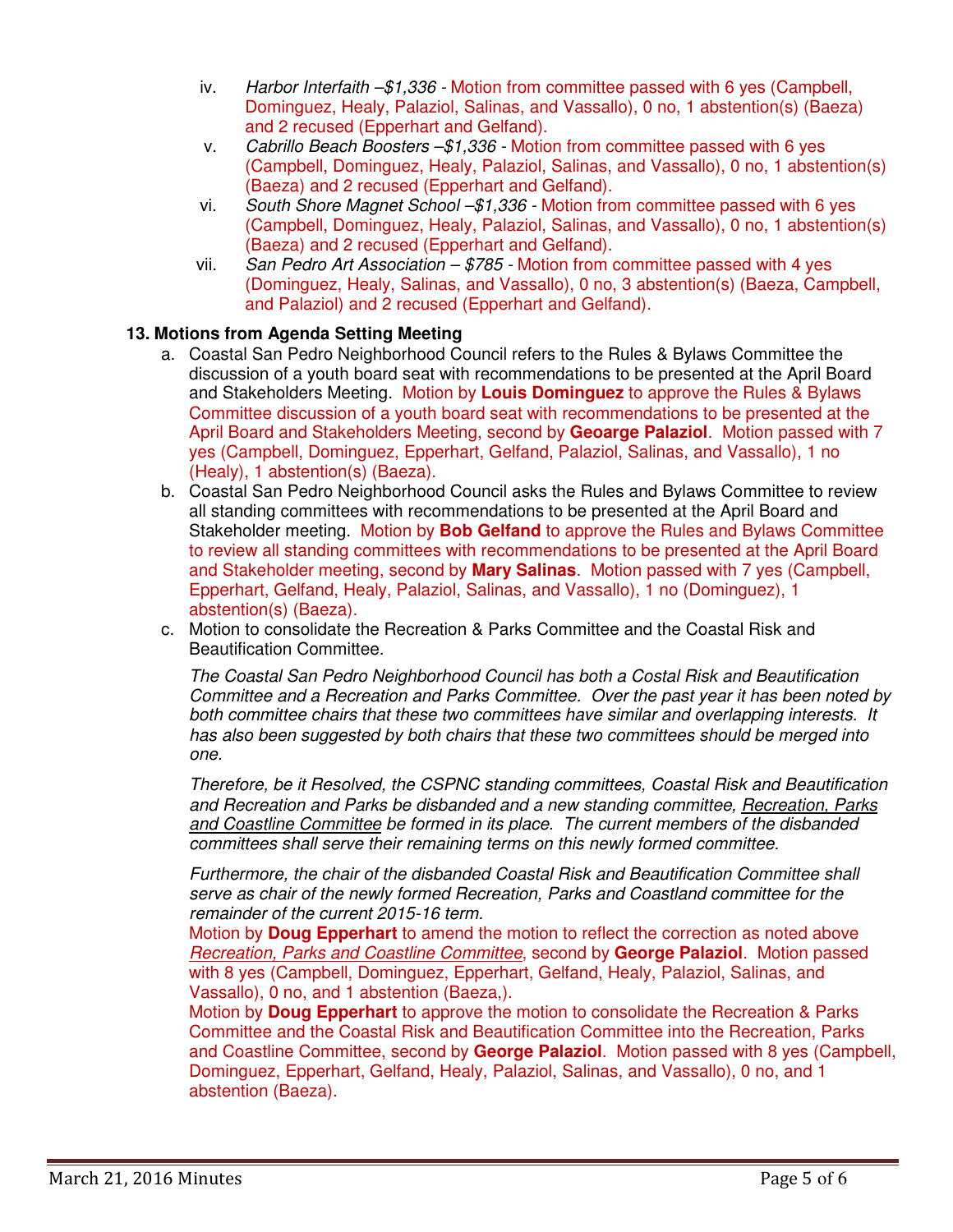iv. *Harbor Interfaith –$1,336* - Motion from committee passed with 6 yes (Campbell, Dominguez, Healy, Palaziol, Salinas, and Vassallo), 0 no, 1 abstention(s) (Baeza) and 2 recused (Epperhart and Gelfand).

v. *Cabrillo Beach Boosters –$1,336* - Motion from committee passed with 6 yes (Campbell, Dominguez, Healy, Palaziol, Salinas, and Vassallo), 0 no, 1 abstention(s) (Baeza) and 2 recused (Epperhart and Gelfand).

vi. *South Shore Magnet School –$1,336* - Motion from committee passed with 6 yes (Campbell, Dominguez, Healy, Palaziol, Salinas, and Vassallo), 0 no, 1 abstention(s) (Baeza) and 2 recused (Epperhart and Gelfand).

vii. *San Pedro Art Association – $785* - Motion from committee passed with 4 yes (Dominguez, Healy, Salinas, and Vassallo), 0 no, 3 abstention(s) (Baeza, Campbell, and Palaziol) and 2 recused (Epperhart and Gelfand).

**13. Motions from Agenda Setting Meeting**

a. Coastal San Pedro Neighborhood Council refers to the Rules & Bylaws Committee the discussion of a youth board seat with recommendations to be presented at the April Board and Stakeholders Meeting. Motion by **Louis Dominguez** to approve the Rules & Bylaws Committee discussion of a youth board seat with recommendations to be presented at the April Board and Stakeholders Meeting, second by **Geoarge Palaziol**. Motion passed with 7 yes (Campbell, Dominguez, Epperhart, Gelfand, Palaziol, Salinas, and Vassallo), 1 no (Healy), 1 abstention(s) (Baeza).

b. Coastal San Pedro Neighborhood Council asks the Rules and Bylaws Committee to review all standing committees with recommendations to be presented at the April Board and Stakeholder meeting. Motion by **Bob Gelfand** to approve the Rules and Bylaws Committee to review all standing committees with recommendations to be presented at the April Board and Stakeholder meeting, second by **Mary Salinas**. Motion passed with 7 yes (Campbell, Epperhart, Gelfand, Healy, Palaziol, Salinas, and Vassallo), 1 no (Dominguez), 1 abstention(s) (Baeza).

c. Motion to consolidate the Recreation & Parks Committee and the Coastal Risk and Beautification Committee.

*The Coastal San Pedro Neighborhood Council has both a Costal Risk and Beautification Committee and a Recreation and Parks Committee. Over the past year it has been noted by both committee chairs that these two committees have similar and overlapping interests. It has also been suggested by both chairs that these two committees should be merged into one.*

*Therefore, be it Resolved, the CSPNC standing committees, Coastal Risk and Beautification and Recreation and Parks be disbanded and a new standing committee, <u>Recreation, Parks and Coastline Committee</u> be formed in its place. The current members of the disbanded committees shall serve their remaining terms on this newly formed committee.*

*Furthermore, the chair of the disbanded Coastal Risk and Beautification Committee shall serve as chair of the newly formed Recreation, Parks and Coastland committee for the remainder of the current 2015-16 term.*

Motion by **Doug Epperhart** to amend the motion to reflect the correction as noted above *<u>Recreation, Parks and Coastline Committee</u>*, second by **George Palaziol**. Motion passed with 8 yes (Campbell, Dominguez, Epperhart, Gelfand, Healy, Palaziol, Salinas, and Vassallo), 0 no, and 1 abstention (Baeza,).

Motion by **Doug Epperhart** to approve the motion to consolidate the Recreation & Parks Committee and the Coastal Risk and Beautification Committee into the Recreation, Parks and Coastline Committee, second by **George Palaziol**. Motion passed with 8 yes (Campbell, Dominguez, Epperhart, Gelfand, Healy, Palaziol, Salinas, and Vassallo), 0 no, and 1 abstention (Baeza).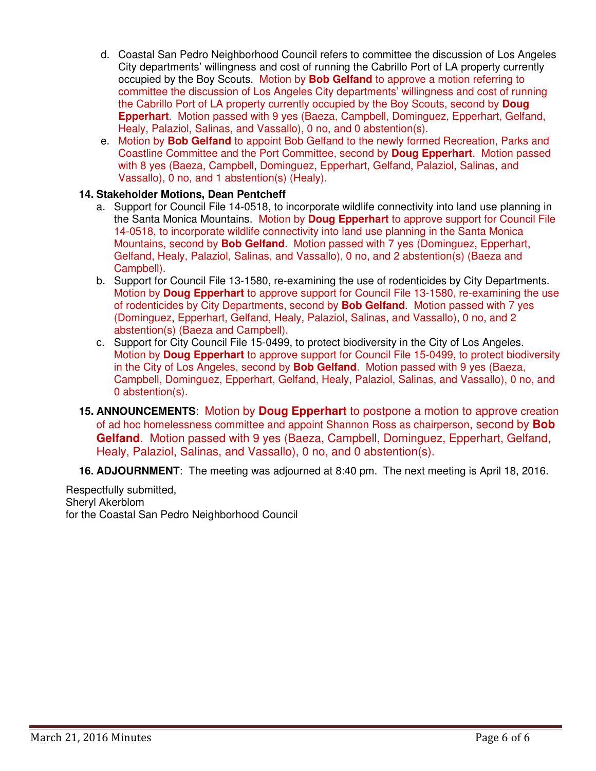d. Coastal San Pedro Neighborhood Council refers to committee the discussion of Los Angeles City departments' willingness and cost of running the Cabrillo Port of LA property currently occupied by the Boy Scouts. Motion by **Bob Gelfand** to approve a motion referring to committee the discussion of Los Angeles City departments' willingness and cost of running the Cabrillo Port of LA property currently occupied by the Boy Scouts, second by **Doug Epperhart**. Motion passed with 9 yes (Baeza, Campbell, Dominguez, Epperhart, Gelfand, Healy, Palaziol, Salinas, and Vassallo), 0 no, and 0 abstention(s).

e. Motion by **Bob Gelfand** to appoint Bob Gelfand to the newly formed Recreation, Parks and Coastline Committee and the Port Committee, second by **Doug Epperhart**. Motion passed with 8 yes (Baeza, Campbell, Dominguez, Epperhart, Gelfand, Palaziol, Salinas, and Vassallo), 0 no, and 1 abstention(s) (Healy).

**14. Stakeholder Motions, Dean Pentcheff**

a. Support for Council File 14-0518, to incorporate wildlife connectivity into land use planning in the Santa Monica Mountains. Motion by **Doug Epperhart** to approve support for Council File 14-0518, to incorporate wildlife connectivity into land use planning in the Santa Monica Mountains, second by **Bob Gelfand**. Motion passed with 7 yes (Dominguez, Epperhart, Gelfand, Healy, Palaziol, Salinas, and Vassallo), 0 no, and 2 abstention(s) (Baeza and Campbell).

b. Support for Council File 13-1580, re-examining the use of rodenticides by City Departments. Motion by **Doug Epperhart** to approve support for Council File 13-1580, re-examining the use of rodenticides by City Departments, second by **Bob Gelfand**. Motion passed with 7 yes (Dominguez, Epperhart, Gelfand, Healy, Palaziol, Salinas, and Vassallo), 0 no, and 2 abstention(s) (Baeza and Campbell).

c. Support for City Council File 15-0499, to protect biodiversity in the City of Los Angeles. Motion by **Doug Epperhart** to approve support for Council File 15-0499, to protect biodiversity in the City of Los Angeles, second by **Bob Gelfand**. Motion passed with 9 yes (Baeza, Campbell, Dominguez, Epperhart, Gelfand, Healy, Palaziol, Salinas, and Vassallo), 0 no, and 0 abstention(s).

**15. ANNOUNCEMENTS**: Motion by **Doug Epperhart** to postpone a motion to approve creation of ad hoc homelessness committee and appoint Shannon Ross as chairperson, second by **Bob Gelfand**. Motion passed with 9 yes (Baeza, Campbell, Dominguez, Epperhart, Gelfand, Healy, Palaziol, Salinas, and Vassallo), 0 no, and 0 abstention(s).

**16. ADJOURNMENT**: The meeting was adjourned at 8:40 pm. The next meeting is April 18, 2016.

Respectfully submitted,
Sheryl Akerblom
for the Coastal San Pedro Neighborhood Council